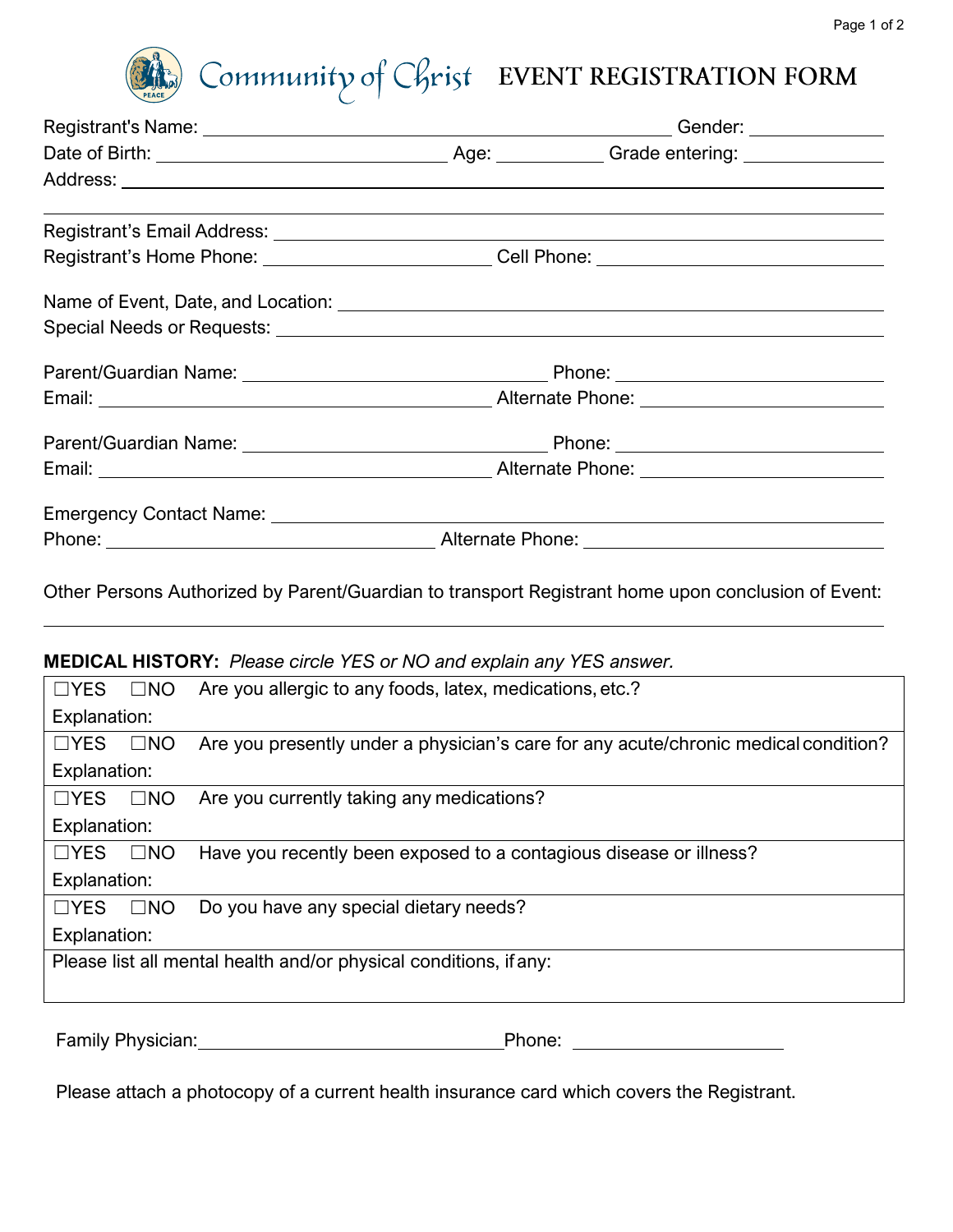# Community of Christ EVENT REGISTRATION FORM

Registrant's Name: ______________________________ Gender: __________

Date of Birth: ____________________ Age: ________ Grade entering: __________

Address: ______________________________________________________________

______________________________________________________________

Registrant's Email Address: ______________________________________________

Registrant's Home Phone: ____________________ Cell Phone: ____________________

Name of Event, Date, and Location: ______________________________________

Special Needs or Requests: ______________________________________________

Parent/Guardian Name: ____________________ Phone: ____________________

Email: ____________________ Alternate Phone: ____________________

Parent/Guardian Name: ____________________ Phone: ____________________

Email: ____________________ Alternate Phone: ____________________

Emergency Contact Name: ______________________________________________

Phone: ____________________ Alternate Phone: ____________________

Other Persons Authorized by Parent/Guardian to transport Registrant home upon conclusion of Event:

______________________________________________________________

**MEDICAL HISTORY:** *Please circle YES or NO and explain any YES answer.*

| | | |
|---|---|---|
| ☐YES | ☐NO | Are you allergic to any foods, latex, medications, etc.? |
| Explanation: | | |
| ☐YES | ☐NO | Are you presently under a physician's care for any acute/chronic medical condition? |
| Explanation: | | |
| ☐YES | ☐NO | Are you currently taking any medications? |
| Explanation: | | |
| ☐YES | ☐NO | Have you recently been exposed to a contagious disease or illness? |
| Explanation: | | |
| ☐YES | ☐NO | Do you have any special dietary needs? |
| Explanation: | | |
| Please list all mental health and/or physical conditions, if any: | | |

Family Physician: ______________________________ Phone: ____________________

Please attach a photocopy of a current health insurance card which covers the Registrant.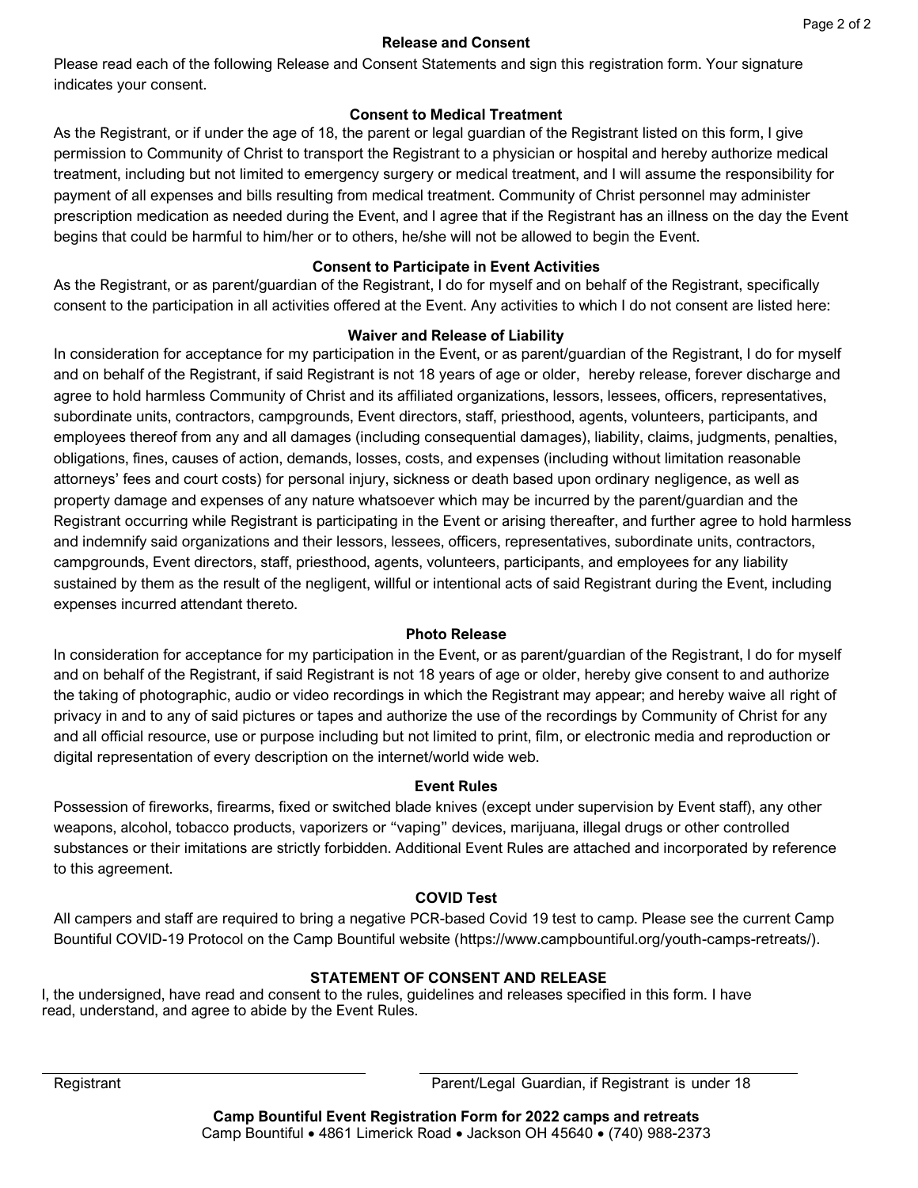## Release and Consent

Please read each of the following Release and Consent Statements and sign this registration form. Your signature indicates your consent.

### Consent to Medical Treatment

As the Registrant, or if under the age of 18, the parent or legal guardian of the Registrant listed on this form, I give permission to Community of Christ to transport the Registrant to a physician or hospital and hereby authorize medical treatment, including but not limited to emergency surgery or medical treatment, and I will assume the responsibility for payment of all expenses and bills resulting from medical treatment. Community of Christ personnel may administer prescription medication as needed during the Event, and I agree that if the Registrant has an illness on the day the Event begins that could be harmful to him/her or to others, he/she will not be allowed to begin the Event.

### Consent to Participate in Event Activities

As the Registrant, or as parent/guardian of the Registrant, I do for myself and on behalf of the Registrant, specifically consent to the participation in all activities offered at the Event. Any activities to which I do not consent are listed here:

### Waiver and Release of Liability

In consideration for acceptance for my participation in the Event, or as parent/guardian of the Registrant, I do for myself and on behalf of the Registrant, if said Registrant is not 18 years of age or older, hereby release, forever discharge and agree to hold harmless Community of Christ and its affiliated organizations, lessors, lessees, officers, representatives, subordinate units, contractors, campgrounds, Event directors, staff, priesthood, agents, volunteers, participants, and employees thereof from any and all damages (including consequential damages), liability, claims, judgments, penalties, obligations, fines, causes of action, demands, losses, costs, and expenses (including without limitation reasonable attorneys' fees and court costs) for personal injury, sickness or death based upon ordinary negligence, as well as property damage and expenses of any nature whatsoever which may be incurred by the parent/guardian and the Registrant occurring while Registrant is participating in the Event or arising thereafter, and further agree to hold harmless and indemnify said organizations and their lessors, lessees, officers, representatives, subordinate units, contractors, campgrounds, Event directors, staff, priesthood, agents, volunteers, participants, and employees for any liability sustained by them as the result of the negligent, willful or intentional acts of said Registrant during the Event, including expenses incurred attendant thereto.

### Photo Release

In consideration for acceptance for my participation in the Event, or as parent/guardian of the Registrant, I do for myself and on behalf of the Registrant, if said Registrant is not 18 years of age or older, hereby give consent to and authorize the taking of photographic, audio or video recordings in which the Registrant may appear; and hereby waive all right of privacy in and to any of said pictures or tapes and authorize the use of the recordings by Community of Christ for any and all official resource, use or purpose including but not limited to print, film, or electronic media and reproduction or digital representation of every description on the internet/world wide web.

### Event Rules

Possession of fireworks, firearms, fixed or switched blade knives (except under supervision by Event staff), any other weapons, alcohol, tobacco products, vaporizers or "vaping" devices, marijuana, illegal drugs or other controlled substances or their imitations are strictly forbidden. Additional Event Rules are attached and incorporated by reference to this agreement.

### COVID Test

All campers and staff are required to bring a negative PCR-based Covid 19 test to camp. Please see the current Camp Bountiful COVID-19 Protocol on the Camp Bountiful website (https://www.campbountiful.org/youth-camps-retreats/).

### STATEMENT OF CONSENT AND RELEASE

I, the undersigned, have read and consent to the rules, guidelines and releases specified in this form. I have read, understand, and agree to abide by the Event Rules.

\_\_\_\_\_\_\_\_\_\_\_\_\_\_\_\_\_\_\_\_\_\_\_\_\_\_\_\_\_\_
Registrant

\_\_\_\_\_\_\_\_\_\_\_\_\_\_\_\_\_\_\_\_\_\_\_\_\_\_\_\_\_\_
Parent/Legal Guardian, if Registrant is under 18

**Camp Bountiful Event Registration Form for 2022 camps and retreats**
Camp Bountiful • 4861 Limerick Road • Jackson OH 45640 • (740) 988-2373